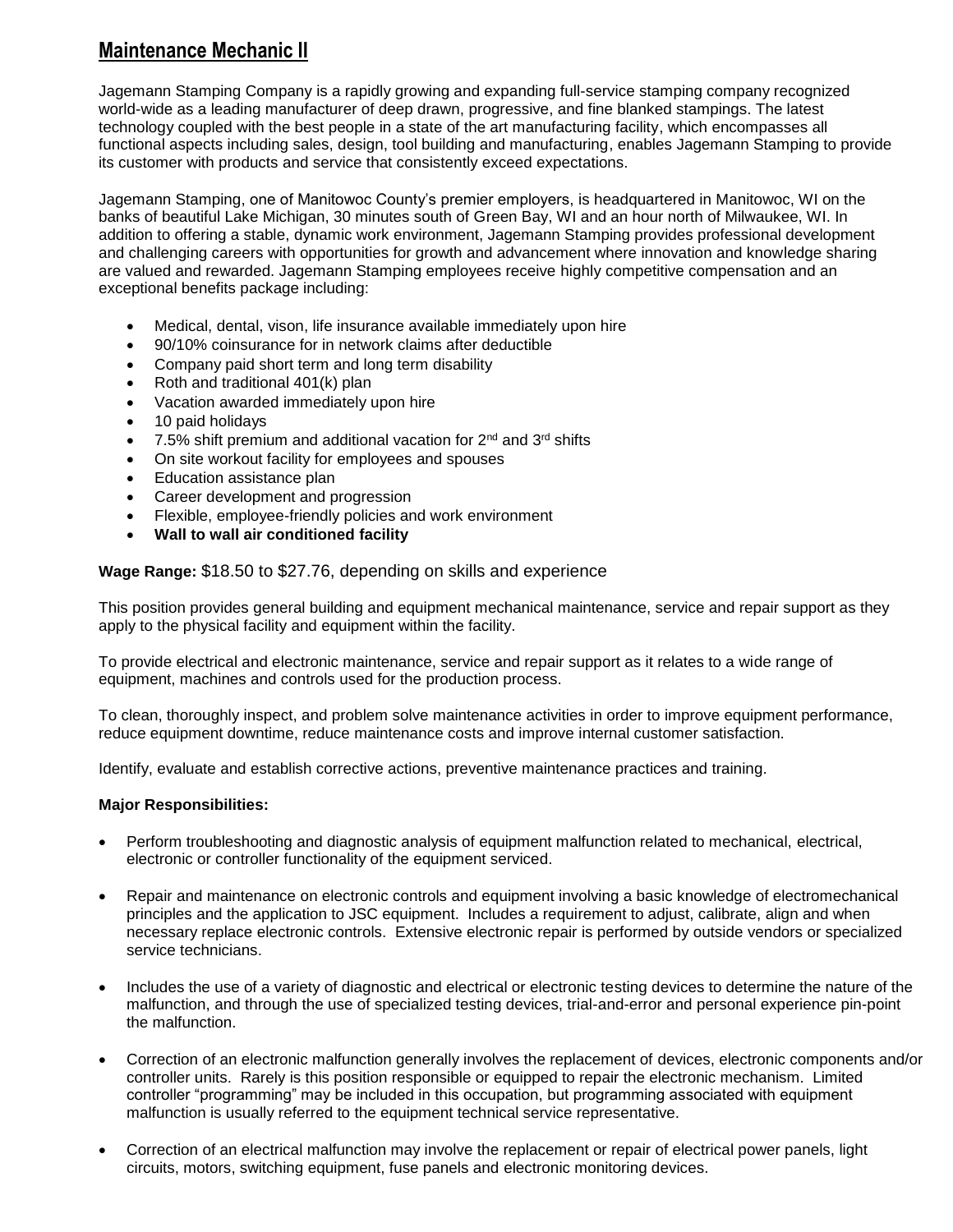## Maintenance Mechanic II

Jagemann Stamping Company is a rapidly growing and expanding full-service stamping company recognized world-wide as a leading manufacturer of deep drawn, progressive, and fine blanked stampings. The latest technology coupled with the best people in a state of the art manufacturing facility, which encompasses all functional aspects including sales, design, tool building and manufacturing, enables Jagemann Stamping to provide its customer with products and service that consistently exceed expectations.

Jagemann Stamping, one of Manitowoc County's premier employers, is headquartered in Manitowoc, WI on the banks of beautiful Lake Michigan, 30 minutes south of Green Bay, WI and an hour north of Milwaukee, WI. In addition to offering a stable, dynamic work environment, Jagemann Stamping provides professional development and challenging careers with opportunities for growth and advancement where innovation and knowledge sharing are valued and rewarded. Jagemann Stamping employees receive highly competitive compensation and an exceptional benefits package including:

- Medical, dental, vison, life insurance available immediately upon hire
- 90/10% coinsurance for in network claims after deductible
- Company paid short term and long term disability
- Roth and traditional 401(k) plan
- Vacation awarded immediately upon hire
- 10 paid holidays
- 7.5% shift premium and additional vacation for 2nd and 3rd shifts
- On site workout facility for employees and spouses
- Education assistance plan
- Career development and progression
- Flexible, employee-friendly policies and work environment
- **Wall to wall air conditioned facility**

**Wage Range:** $18.50 to $27.76, depending on skills and experience

This position provides general building and equipment mechanical maintenance, service and repair support as they apply to the physical facility and equipment within the facility.

To provide electrical and electronic maintenance, service and repair support as it relates to a wide range of equipment, machines and controls used for the production process.

To clean, thoroughly inspect, and problem solve maintenance activities in order to improve equipment performance, reduce equipment downtime, reduce maintenance costs and improve internal customer satisfaction.

Identify, evaluate and establish corrective actions, preventive maintenance practices and training.

**Major Responsibilities:**

- Perform troubleshooting and diagnostic analysis of equipment malfunction related to mechanical, electrical, electronic or controller functionality of the equipment serviced.

- Repair and maintenance on electronic controls and equipment involving a basic knowledge of electromechanical principles and the application to JSC equipment. Includes a requirement to adjust, calibrate, align and when necessary replace electronic controls. Extensive electronic repair is performed by outside vendors or specialized service technicians.

- Includes the use of a variety of diagnostic and electrical or electronic testing devices to determine the nature of the malfunction, and through the use of specialized testing devices, trial-and-error and personal experience pin-point the malfunction.

- Correction of an electronic malfunction generally involves the replacement of devices, electronic components and/or controller units. Rarely is this position responsible or equipped to repair the electronic mechanism. Limited controller "programming" may be included in this occupation, but programming associated with equipment malfunction is usually referred to the equipment technical service representative.

- Correction of an electrical malfunction may involve the replacement or repair of electrical power panels, light circuits, motors, switching equipment, fuse panels and electronic monitoring devices.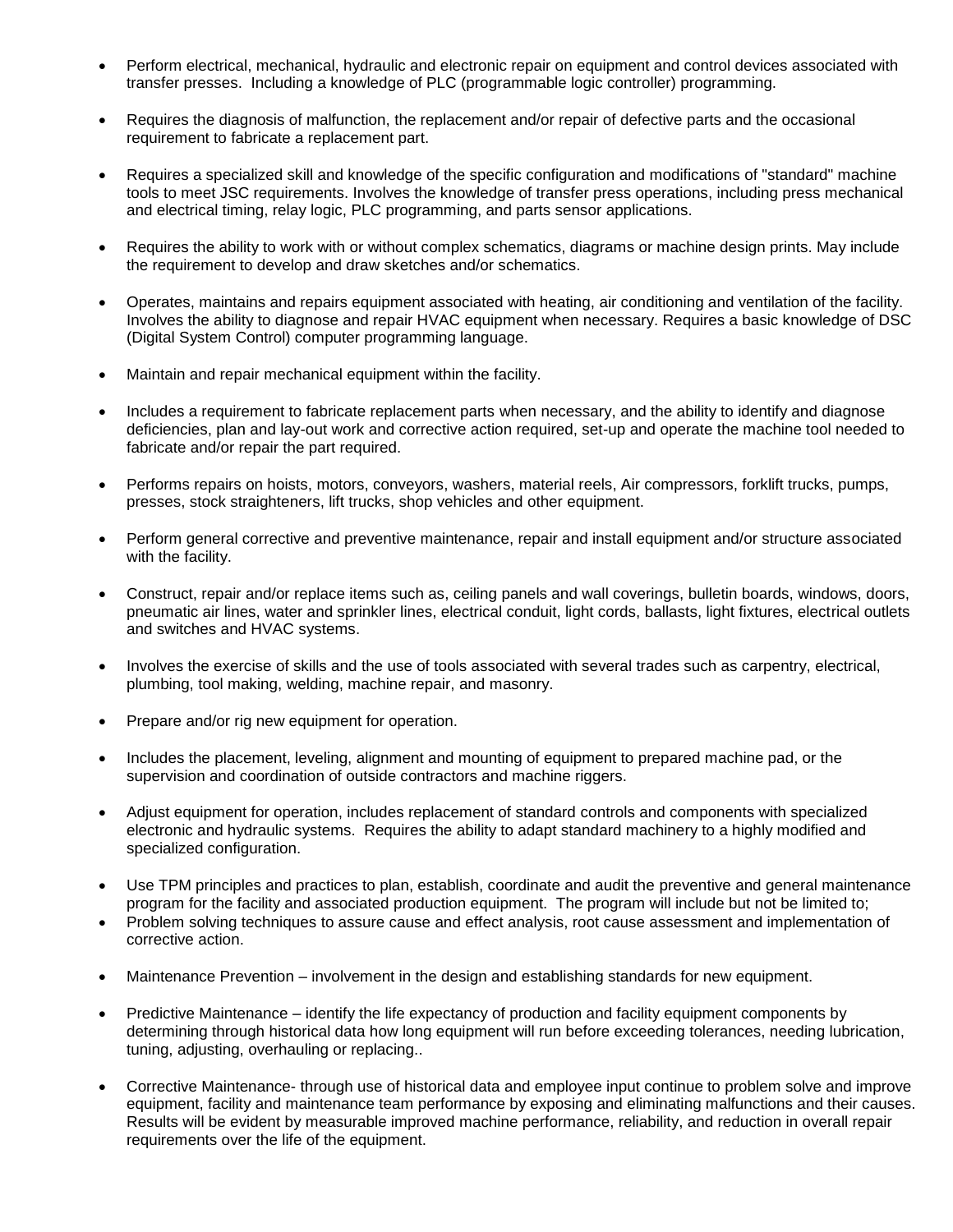- Perform electrical, mechanical, hydraulic and electronic repair on equipment and control devices associated with transfer presses. Including a knowledge of PLC (programmable logic controller) programming.
- Requires the diagnosis of malfunction, the replacement and/or repair of defective parts and the occasional requirement to fabricate a replacement part.
- Requires a specialized skill and knowledge of the specific configuration and modifications of "standard" machine tools to meet JSC requirements. Involves the knowledge of transfer press operations, including press mechanical and electrical timing, relay logic, PLC programming, and parts sensor applications.
- Requires the ability to work with or without complex schematics, diagrams or machine design prints. May include the requirement to develop and draw sketches and/or schematics.
- Operates, maintains and repairs equipment associated with heating, air conditioning and ventilation of the facility. Involves the ability to diagnose and repair HVAC equipment when necessary. Requires a basic knowledge of DSC (Digital System Control) computer programming language.
- Maintain and repair mechanical equipment within the facility.
- Includes a requirement to fabricate replacement parts when necessary, and the ability to identify and diagnose deficiencies, plan and lay-out work and corrective action required, set-up and operate the machine tool needed to fabricate and/or repair the part required.
- Performs repairs on hoists, motors, conveyors, washers, material reels, Air compressors, forklift trucks, pumps, presses, stock straighteners, lift trucks, shop vehicles and other equipment.
- Perform general corrective and preventive maintenance, repair and install equipment and/or structure associated with the facility.
- Construct, repair and/or replace items such as, ceiling panels and wall coverings, bulletin boards, windows, doors, pneumatic air lines, water and sprinkler lines, electrical conduit, light cords, ballasts, light fixtures, electrical outlets and switches and HVAC systems.
- Involves the exercise of skills and the use of tools associated with several trades such as carpentry, electrical, plumbing, tool making, welding, machine repair, and masonry.
- Prepare and/or rig new equipment for operation.
- Includes the placement, leveling, alignment and mounting of equipment to prepared machine pad, or the supervision and coordination of outside contractors and machine riggers.
- Adjust equipment for operation, includes replacement of standard controls and components with specialized electronic and hydraulic systems. Requires the ability to adapt standard machinery to a highly modified and specialized configuration.
- Use TPM principles and practices to plan, establish, coordinate and audit the preventive and general maintenance program for the facility and associated production equipment. The program will include but not be limited to;
- Problem solving techniques to assure cause and effect analysis, root cause assessment and implementation of corrective action.
- Maintenance Prevention – involvement in the design and establishing standards for new equipment.
- Predictive Maintenance – identify the life expectancy of production and facility equipment components by determining through historical data how long equipment will run before exceeding tolerances, needing lubrication, tuning, adjusting, overhauling or replacing..
- Corrective Maintenance- through use of historical data and employee input continue to problem solve and improve equipment, facility and maintenance team performance by exposing and eliminating malfunctions and their causes. Results will be evident by measurable improved machine performance, reliability, and reduction in overall repair requirements over the life of the equipment.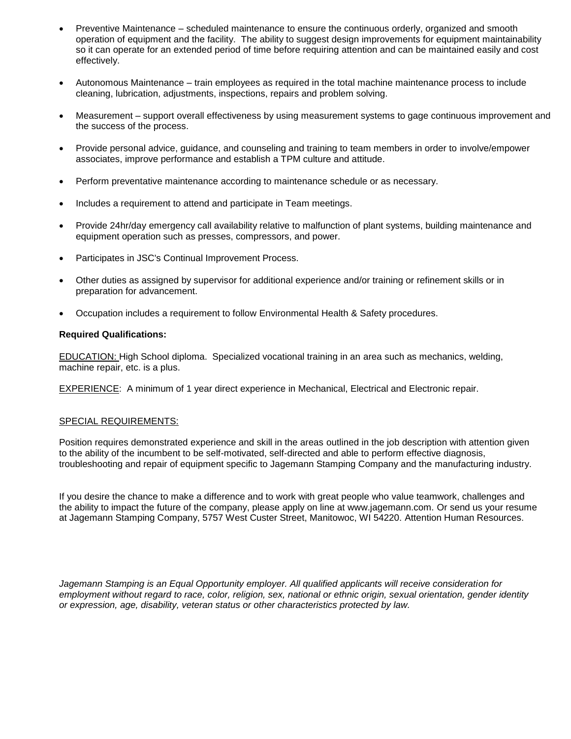- Preventive Maintenance – scheduled maintenance to ensure the continuous orderly, organized and smooth operation of equipment and the facility. The ability to suggest design improvements for equipment maintainability so it can operate for an extended period of time before requiring attention and can be maintained easily and cost effectively.

- Autonomous Maintenance – train employees as required in the total machine maintenance process to include cleaning, lubrication, adjustments, inspections, repairs and problem solving.

- Measurement – support overall effectiveness by using measurement systems to gage continuous improvement and the success of the process.

- Provide personal advice, guidance, and counseling and training to team members in order to involve/empower associates, improve performance and establish a TPM culture and attitude.

- Perform preventative maintenance according to maintenance schedule or as necessary.

- Includes a requirement to attend and participate in Team meetings.

- Provide 24hr/day emergency call availability relative to malfunction of plant systems, building maintenance and equipment operation such as presses, compressors, and power.

- Participates in JSC's Continual Improvement Process.

- Other duties as assigned by supervisor for additional experience and/or training or refinement skills or in preparation for advancement.

- Occupation includes a requirement to follow Environmental Health & Safety procedures.

**Required Qualifications:**

EDUCATION: High School diploma. Specialized vocational training in an area such as mechanics, welding, machine repair, etc. is a plus.

EXPERIENCE: A minimum of 1 year direct experience in Mechanical, Electrical and Electronic repair.

SPECIAL REQUIREMENTS:

Position requires demonstrated experience and skill in the areas outlined in the job description with attention given to the ability of the incumbent to be self-motivated, self-directed and able to perform effective diagnosis, troubleshooting and repair of equipment specific to Jagemann Stamping Company and the manufacturing industry.

If you desire the chance to make a difference and to work with great people who value teamwork, challenges and the ability to impact the future of the company, please apply on line at www.jagemann.com. Or send us your resume at Jagemann Stamping Company, 5757 West Custer Street, Manitowoc, WI 54220. Attention Human Resources.

*Jagemann Stamping is an Equal Opportunity employer. All qualified applicants will receive consideration for employment without regard to race, color, religion, sex, national or ethnic origin, sexual orientation, gender identity or expression, age, disability, veteran status or other characteristics protected by law.*